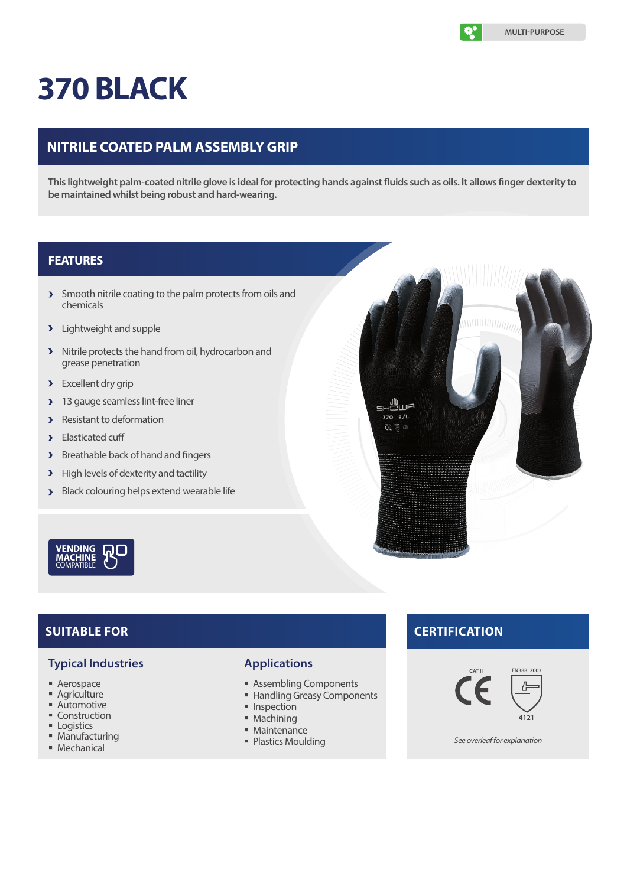MULTI-PURPOSE

# 370 BLACK

## NITRILE COATED PALM ASSEMBLY GRIP

**This lightweight palm-coated nitrile glove is ideal for protecting hands against fluids such as oils. It allows finger dexterity to be maintained whilst being robust and hard-wearing.**

## FEATURES

- Smooth nitrile coating to the palm protects from oils and chemicals
- Lightweight and supple
- Nitrile protects the hand from oil, hydrocarbon and grease penetration
- Excellent dry grip
- 13 gauge seamless lint-free liner
- Resistant to deformation
- Elasticated cuff
- Breathable back of hand and fingers
- High levels of dexterity and tactility
- Black colouring helps extend wearable life

VENDING MACHINE COMPATIBLE

## SUITABLE FOR

### Typical Industries

- Aerospace
- Agriculture
- Automotive
- Construction
- Logistics
- Manufacturing
- Mechanical

### Applications

- Assembling Components
- Handling Greasy Components
- Inspection
- Machining
- Maintenance
- Plastics Moulding

## CERTIFICATION

CAT II

EN388: 2003

4121

*See overleaf for explanation*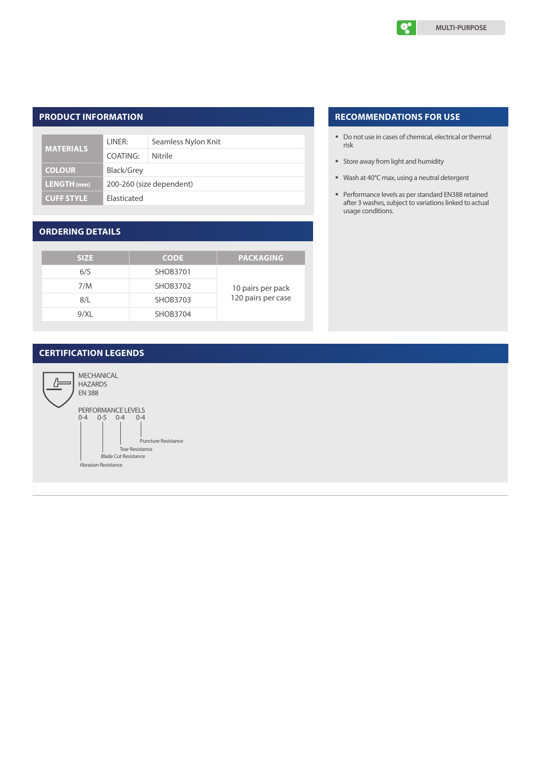MULTI-PURPOSE

## PRODUCT INFORMATION

| | | |
|---|---|---|
| **MATERIALS** | LINER: | Seamless Nylon Knit |
| | COATING: | Nitrile |
| **COLOUR** | Black/Grey | |
| **LENGTH (mm)** | 200-260 (size dependent) | |
| **CUFF STYLE** | Elasticated | |

## ORDERING DETAILS

| SIZE | CODE | PACKAGING |
|---|---|---|
| 6/S | SHOB3701 | 10 pairs per pack<br>120 pairs per case |
| 7/M | SHOB3702 | |
| 8/L | SHOB3703 | |
| 9/XL | SHOB3704 | |

## RECOMMENDATIONS FOR USE

- Do not use in cases of chemical, electrical or thermal risk
- Store away from light and humidity
- Wash at 40°C max, using a neutral detergent
- Performance levels as per standard EN388 retained after 3 washes, subject to variations linked to actual usage conditions.

## CERTIFICATION LEGENDS

MECHANICAL HAZARDS
EN 388

PERFORMANCE LEVELS
0-4 0-5 0-4 0-4

Puncture Resistance
Tear Resistance
Blade Cut Resistance
Abrasion Resistance